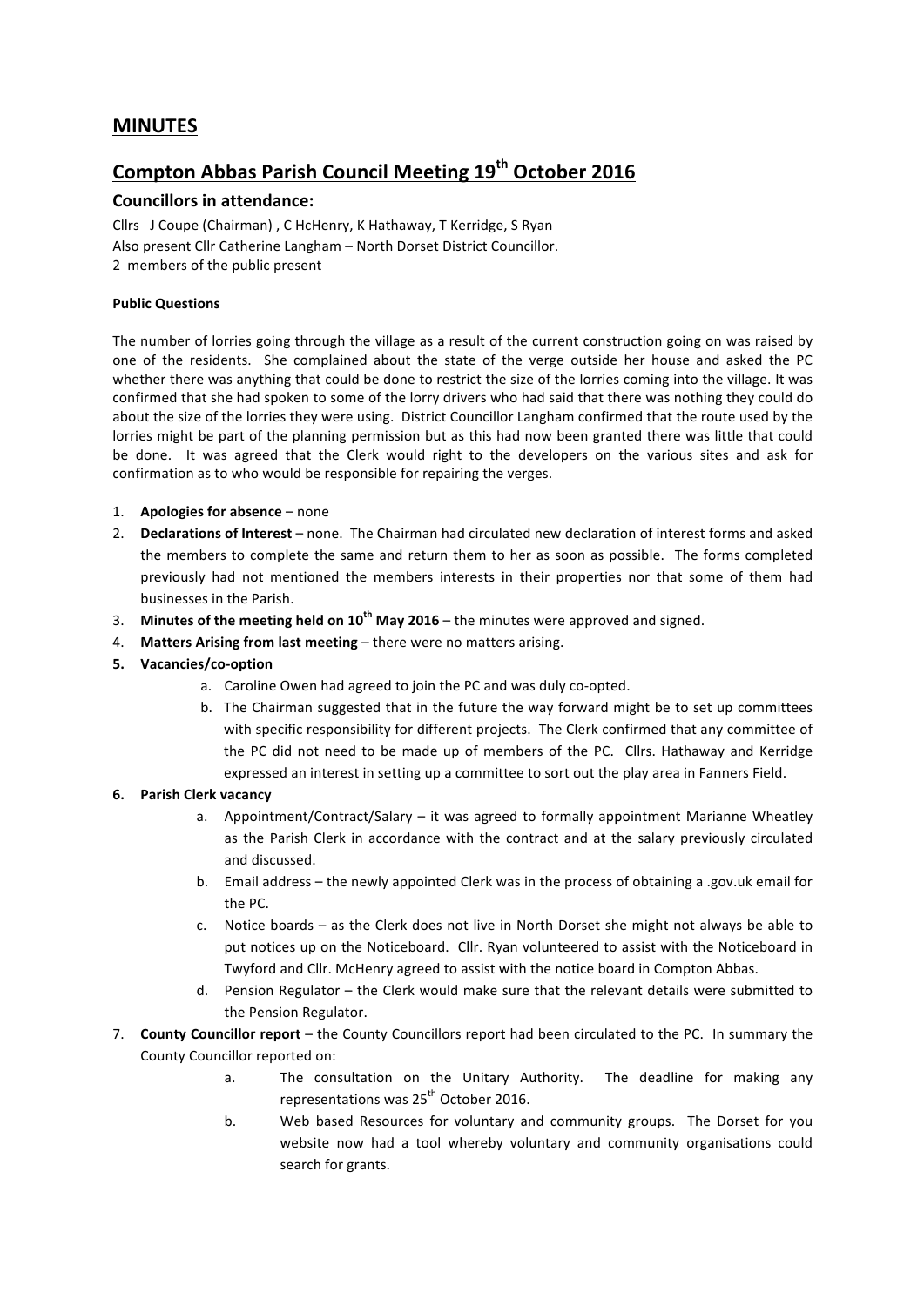## MINUTES

## Compton Abbas Parish Council Meeting 19th October 2016

### Councillors in attendance:

Cllrs J Coupe (Chairman) , C HcHenry, K Hathaway, T Kerridge, S Ryan
Also present Cllr Catherine Langham – North Dorset District Councillor.
2 members of the public present

**Public Questions**

The number of lorries going through the village as a result of the current construction going on was raised by one of the residents. She complained about the state of the verge outside her house and asked the PC whether there was anything that could be done to restrict the size of the lorries coming into the village. It was confirmed that she had spoken to some of the lorry drivers who had said that there was nothing they could do about the size of the lorries they were using. District Councillor Langham confirmed that the route used by the lorries might be part of the planning permission but as this had now been granted there was little that could be done. It was agreed that the Clerk would right to the developers on the various sites and ask for confirmation as to who would be responsible for repairing the verges.

1. **Apologies for absence** – none
2. **Declarations of Interest** – none. The Chairman had circulated new declaration of interest forms and asked the members to complete the same and return them to her as soon as possible. The forms completed previously had not mentioned the members interests in their properties nor that some of them had businesses in the Parish.
3. **Minutes of the meeting held on 10th May 2016** – the minutes were approved and signed.
4. **Matters Arising from last meeting** – there were no matters arising.
5. **Vacancies/co-option**
    a. Caroline Owen had agreed to join the PC and was duly co-opted.
    b. The Chairman suggested that in the future the way forward might be to set up committees with specific responsibility for different projects. The Clerk confirmed that any committee of the PC did not need to be made up of members of the PC. Cllrs. Hathaway and Kerridge expressed an interest in setting up a committee to sort out the play area in Fanners Field.
6. **Parish Clerk vacancy**
    a. Appointment/Contract/Salary – it was agreed to formally appointment Marianne Wheatley as the Parish Clerk in accordance with the contract and at the salary previously circulated and discussed.
    b. Email address – the newly appointed Clerk was in the process of obtaining a .gov.uk email for the PC.
    c. Notice boards – as the Clerk does not live in North Dorset she might not always be able to put notices up on the Noticeboard. Cllr. Ryan volunteered to assist with the Noticeboard in Twyford and Cllr. McHenry agreed to assist with the notice board in Compton Abbas.
    d. Pension Regulator – the Clerk would make sure that the relevant details were submitted to the Pension Regulator.
7. **County Councillor report** – the County Councillors report had been circulated to the PC. In summary the County Councillor reported on:
    a. The consultation on the Unitary Authority. The deadline for making any representations was 25th October 2016.
    b. Web based Resources for voluntary and community groups. The Dorset for you website now had a tool whereby voluntary and community organisations could search for grants.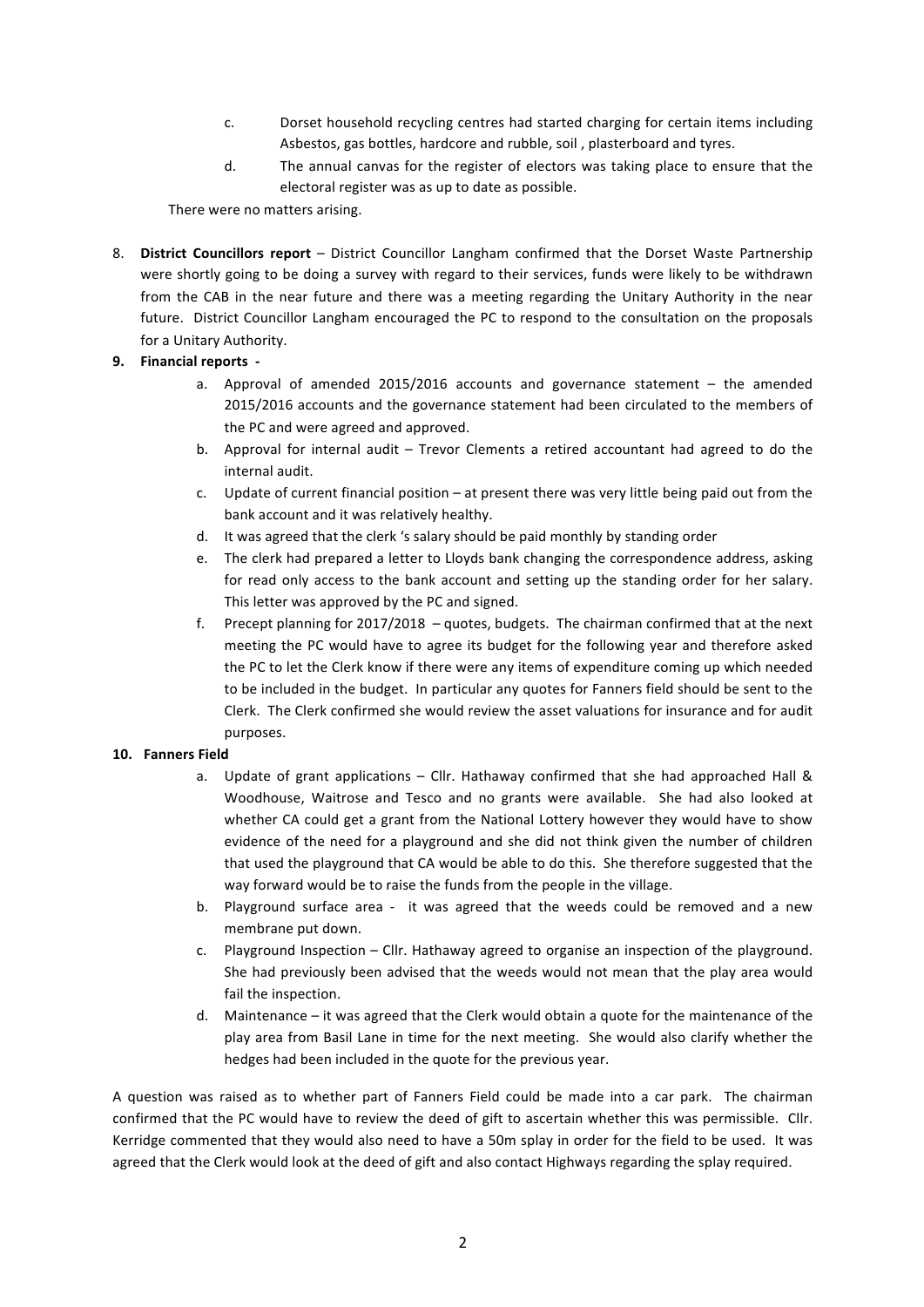c. Dorset household recycling centres had started charging for certain items including Asbestos, gas bottles, hardcore and rubble, soil , plasterboard and tyres.

d. The annual canvas for the register of electors was taking place to ensure that the electoral register was as up to date as possible.

There were no matters arising.

8. **District Councillors report** – District Councillor Langham confirmed that the Dorset Waste Partnership were shortly going to be doing a survey with regard to their services, funds were likely to be withdrawn from the CAB in the near future and there was a meeting regarding the Unitary Authority in the near future. District Councillor Langham encouraged the PC to respond to the consultation on the proposals for a Unitary Authority.

9. **Financial reports -**

   a. Approval of amended 2015/2016 accounts and governance statement – the amended 2015/2016 accounts and the governance statement had been circulated to the members of the PC and were agreed and approved.

   b. Approval for internal audit – Trevor Clements a retired accountant had agreed to do the internal audit.

   c. Update of current financial position – at present there was very little being paid out from the bank account and it was relatively healthy.

   d. It was agreed that the clerk 's salary should be paid monthly by standing order

   e. The clerk had prepared a letter to Lloyds bank changing the correspondence address, asking for read only access to the bank account and setting up the standing order for her salary. This letter was approved by the PC and signed.

   f. Precept planning for 2017/2018 – quotes, budgets. The chairman confirmed that at the next meeting the PC would have to agree its budget for the following year and therefore asked the PC to let the Clerk know if there were any items of expenditure coming up which needed to be included in the budget. In particular any quotes for Fanners field should be sent to the Clerk. The Clerk confirmed she would review the asset valuations for insurance and for audit purposes.

10. **Fanners Field**

   a. Update of grant applications – Cllr. Hathaway confirmed that she had approached Hall & Woodhouse, Waitrose and Tesco and no grants were available. She had also looked at whether CA could get a grant from the National Lottery however they would have to show evidence of the need for a playground and she did not think given the number of children that used the playground that CA would be able to do this. She therefore suggested that the way forward would be to raise the funds from the people in the village.

   b. Playground surface area - it was agreed that the weeds could be removed and a new membrane put down.

   c. Playground Inspection – Cllr. Hathaway agreed to organise an inspection of the playground. She had previously been advised that the weeds would not mean that the play area would fail the inspection.

   d. Maintenance – it was agreed that the Clerk would obtain a quote for the maintenance of the play area from Basil Lane in time for the next meeting. She would also clarify whether the hedges had been included in the quote for the previous year.

A question was raised as to whether part of Fanners Field could be made into a car park. The chairman confirmed that the PC would have to review the deed of gift to ascertain whether this was permissible. Cllr. Kerridge commented that they would also need to have a 50m splay in order for the field to be used. It was agreed that the Clerk would look at the deed of gift and also contact Highways regarding the splay required.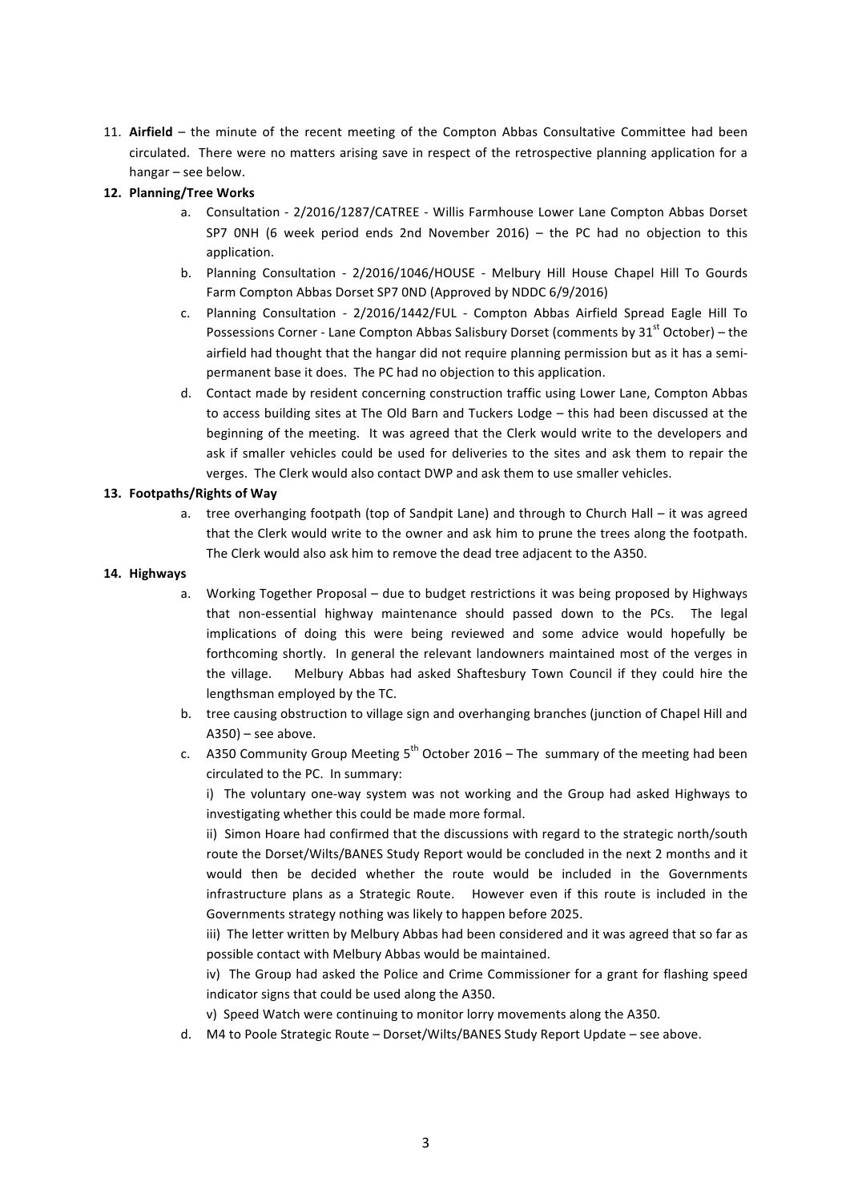11. **Airfield** – the minute of the recent meeting of the Compton Abbas Consultative Committee had been circulated. There were no matters arising save in respect of the retrospective planning application for a hangar – see below.

12. **Planning/Tree Works**

    a. Consultation - 2/2016/1287/CATREE - Willis Farmhouse Lower Lane Compton Abbas Dorset SP7 0NH (6 week period ends 2nd November 2016) – the PC had no objection to this application.

    b. Planning Consultation - 2/2016/1046/HOUSE - Melbury Hill House Chapel Hill To Gourds Farm Compton Abbas Dorset SP7 0ND (Approved by NDDC 6/9/2016)

    c. Planning Consultation - 2/2016/1442/FUL - Compton Abbas Airfield Spread Eagle Hill To Possessions Corner - Lane Compton Abbas Salisbury Dorset (comments by 31st October) – the airfield had thought that the hangar did not require planning permission but as it has a semi-permanent base it does. The PC had no objection to this application.

    d. Contact made by resident concerning construction traffic using Lower Lane, Compton Abbas to access building sites at The Old Barn and Tuckers Lodge – this had been discussed at the beginning of the meeting. It was agreed that the Clerk would write to the developers and ask if smaller vehicles could be used for deliveries to the sites and ask them to repair the verges. The Clerk would also contact DWP and ask them to use smaller vehicles.

13. **Footpaths/Rights of Way**

    a. tree overhanging footpath (top of Sandpit Lane) and through to Church Hall – it was agreed that the Clerk would write to the owner and ask him to prune the trees along the footpath. The Clerk would also ask him to remove the dead tree adjacent to the A350.

14. **Highways**

    a. Working Together Proposal – due to budget restrictions it was being proposed by Highways that non-essential highway maintenance should passed down to the PCs. The legal implications of doing this were being reviewed and some advice would hopefully be forthcoming shortly. In general the relevant landowners maintained most of the verges in the village. Melbury Abbas had asked Shaftesbury Town Council if they could hire the lengthsman employed by the TC.

    b. tree causing obstruction to village sign and overhanging branches (junction of Chapel Hill and A350) – see above.

    c. A350 Community Group Meeting 5th October 2016 – The summary of the meeting had been circulated to the PC. In summary:

       i) The voluntary one-way system was not working and the Group had asked Highways to investigating whether this could be made more formal.

       ii) Simon Hoare had confirmed that the discussions with regard to the strategic north/south route the Dorset/Wilts/BANES Study Report would be concluded in the next 2 months and it would then be decided whether the route would be included in the Governments infrastructure plans as a Strategic Route. However even if this route is included in the Governments strategy nothing was likely to happen before 2025.

       iii) The letter written by Melbury Abbas had been considered and it was agreed that so far as possible contact with Melbury Abbas would be maintained.

       iv) The Group had asked the Police and Crime Commissioner for a grant for flashing speed indicator signs that could be used along the A350.

       v) Speed Watch were continuing to monitor lorry movements along the A350.

    d. M4 to Poole Strategic Route – Dorset/Wilts/BANES Study Report Update – see above.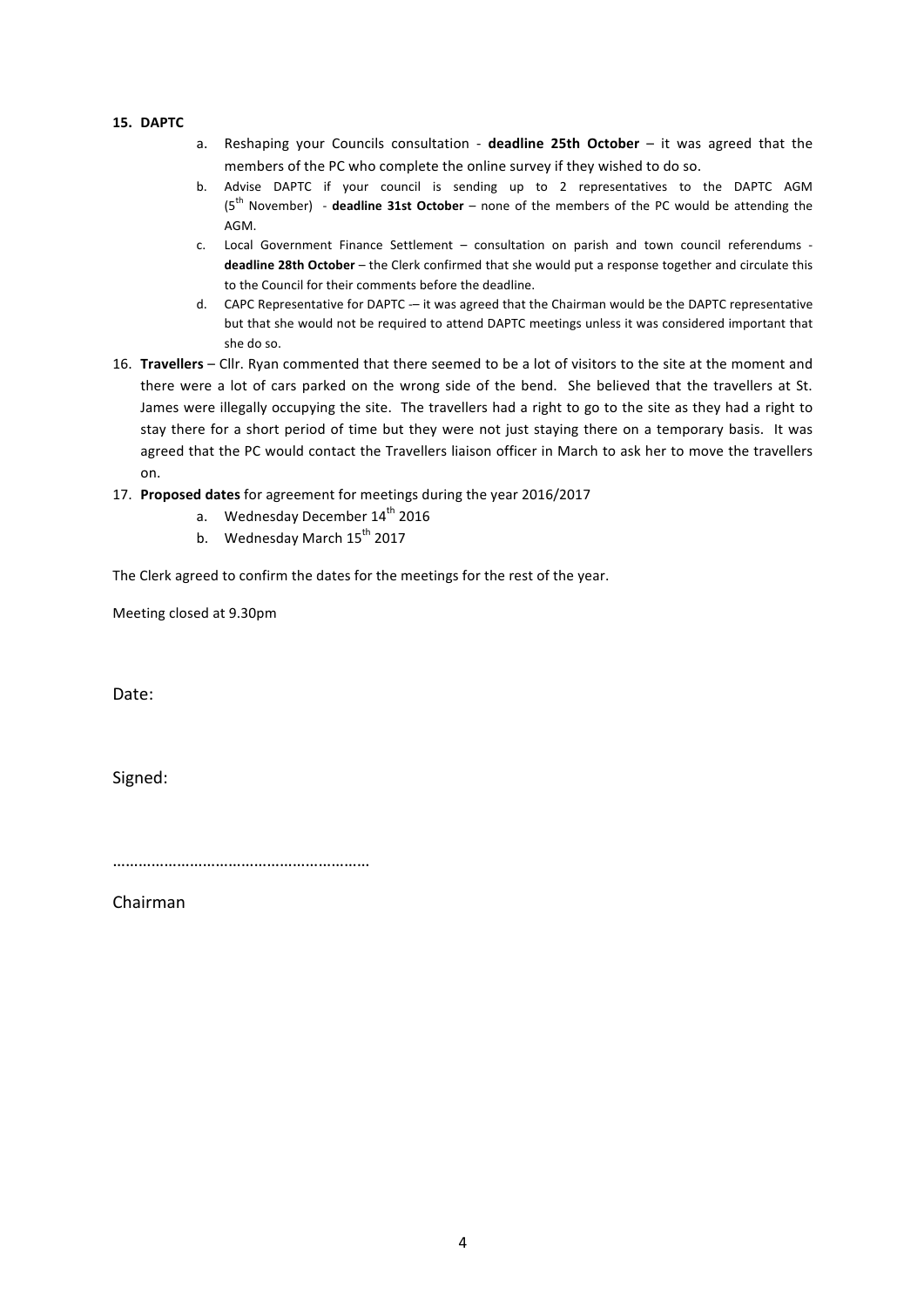**15. DAPTC**

a. Reshaping your Councils consultation - **deadline 25th October** – it was agreed that the members of the PC who complete the online survey if they wished to do so.

b. Advise DAPTC if your council is sending up to 2 representatives to the DAPTC AGM (5th November) - **deadline 31st October** – none of the members of the PC would be attending the AGM.

c. Local Government Finance Settlement – consultation on parish and town council referendums - **deadline 28th October** – the Clerk confirmed that she would put a response together and circulate this to the Council for their comments before the deadline.

d. CAPC Representative for DAPTC -– it was agreed that the Chairman would be the DAPTC representative but that she would not be required to attend DAPTC meetings unless it was considered important that she do so.

16. **Travellers** – Cllr. Ryan commented that there seemed to be a lot of visitors to the site at the moment and there were a lot of cars parked on the wrong side of the bend. She believed that the travellers at St. James were illegally occupying the site. The travellers had a right to go to the site as they had a right to stay there for a short period of time but they were not just staying there on a temporary basis. It was agreed that the PC would contact the Travellers liaison officer in March to ask her to move the travellers on.

17. **Proposed dates** for agreement for meetings during the year 2016/2017

    a. Wednesday December 14th 2016

    b. Wednesday March 15th 2017

The Clerk agreed to confirm the dates for the meetings for the rest of the year.

Meeting closed at 9.30pm

Date:

Signed:

……………………………………………………

Chairman